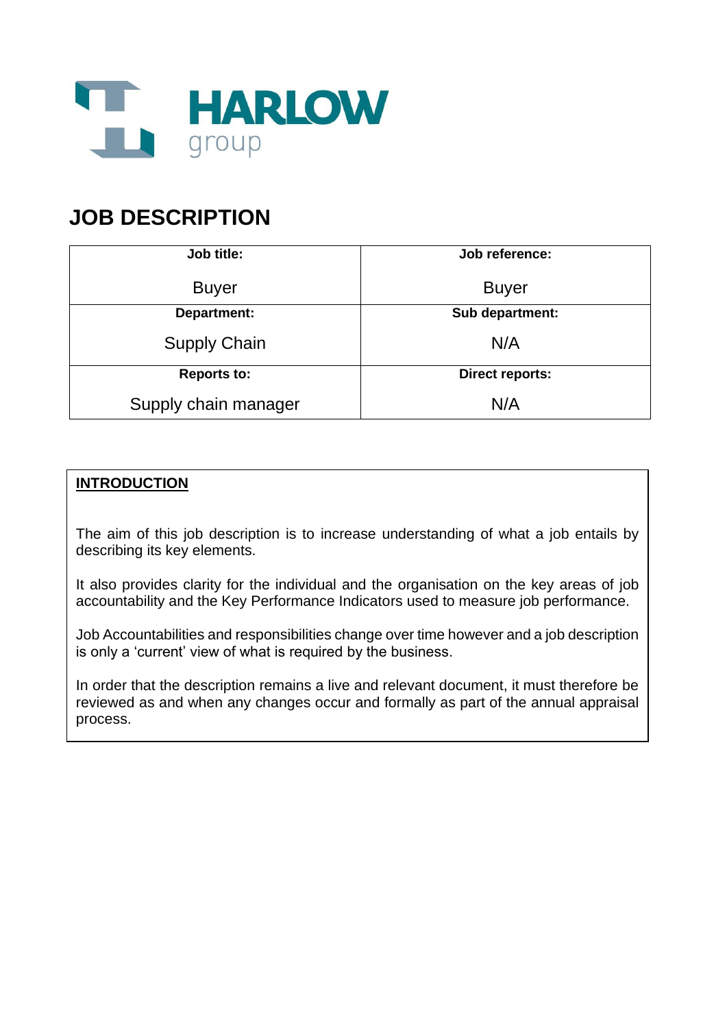HARLOW
group

# JOB DESCRIPTION

| | |
|---|---|
| **Job title:**<br><br>Buyer | **Job reference:**<br><br>Buyer |
| **Department:**<br><br>Supply Chain | **Sub department:**<br><br>N/A |
| **Reports to:**<br><br>Supply chain manager | **Direct reports:**<br><br>N/A |

## INTRODUCTION

The aim of this job description is to increase understanding of what a job entails by describing its key elements.

It also provides clarity for the individual and the organisation on the key areas of job accountability and the Key Performance Indicators used to measure job performance.

Job Accountabilities and responsibilities change over time however and a job description is only a 'current' view of what is required by the business.

In order that the description remains a live and relevant document, it must therefore be reviewed as and when any changes occur and formally as part of the annual appraisal process.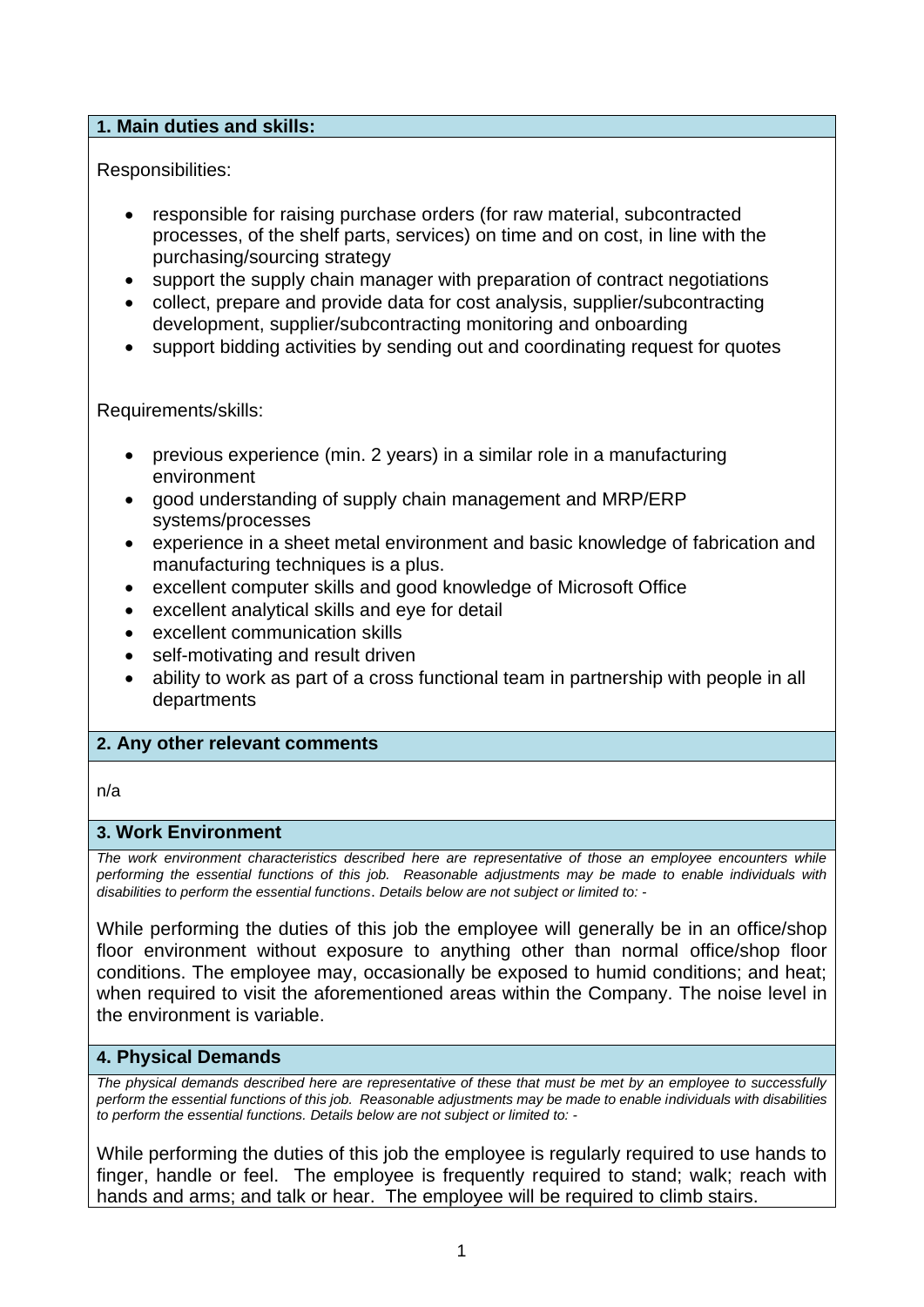## 1. Main duties and skills:

Responsibilities:

- responsible for raising purchase orders (for raw material, subcontracted processes, of the shelf parts, services) on time and on cost, in line with the purchasing/sourcing strategy
- support the supply chain manager with preparation of contract negotiations
- collect, prepare and provide data for cost analysis, supplier/subcontracting development, supplier/subcontracting monitoring and onboarding
- support bidding activities by sending out and coordinating request for quotes

Requirements/skills:

- previous experience (min. 2 years) in a similar role in a manufacturing environment
- good understanding of supply chain management and MRP/ERP systems/processes
- experience in a sheet metal environment and basic knowledge of fabrication and manufacturing techniques is a plus.
- excellent computer skills and good knowledge of Microsoft Office
- excellent analytical skills and eye for detail
- excellent communication skills
- self-motivating and result driven
- ability to work as part of a cross functional team in partnership with people in all departments

## 2. Any other relevant comments

n/a

## 3. Work Environment

*The work environment characteristics described here are representative of those an employee encounters while performing the essential functions of this job. Reasonable adjustments may be made to enable individuals with disabilities to perform the essential functions. Details below are not subject or limited to: -*

While performing the duties of this job the employee will generally be in an office/shop floor environment without exposure to anything other than normal office/shop floor conditions. The employee may, occasionally be exposed to humid conditions; and heat; when required to visit the aforementioned areas within the Company. The noise level in the environment is variable.

## 4. Physical Demands

*The physical demands described here are representative of these that must be met by an employee to successfully perform the essential functions of this job. Reasonable adjustments may be made to enable individuals with disabilities to perform the essential functions. Details below are not subject or limited to: -*

While performing the duties of this job the employee is regularly required to use hands to finger, handle or feel. The employee is frequently required to stand; walk; reach with hands and arms; and talk or hear. The employee will be required to climb stairs.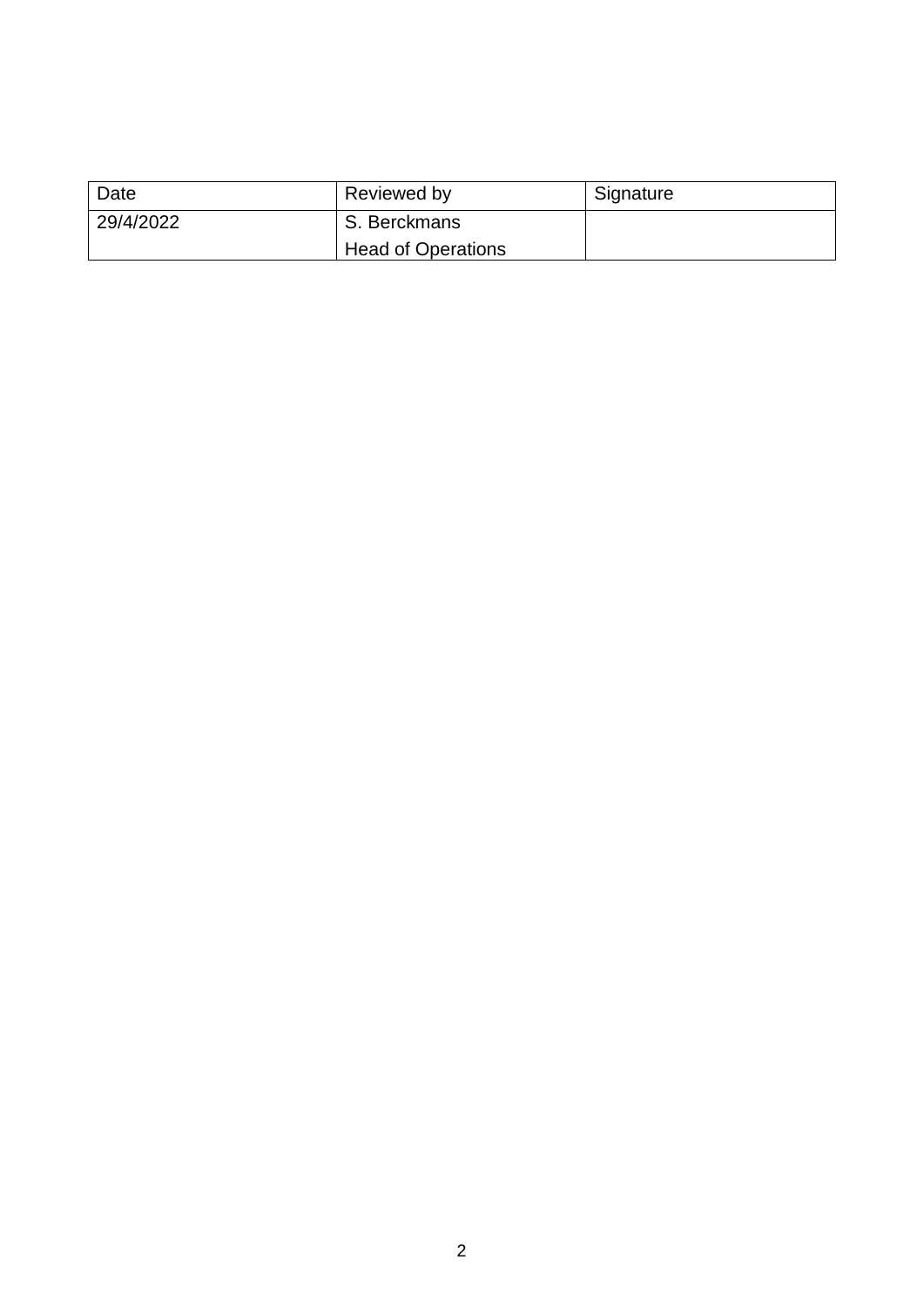| Date | Reviewed by | Signature |
|---|---|---|
| 29/4/2022 | S. Berckmans<br>Head of Operations | |